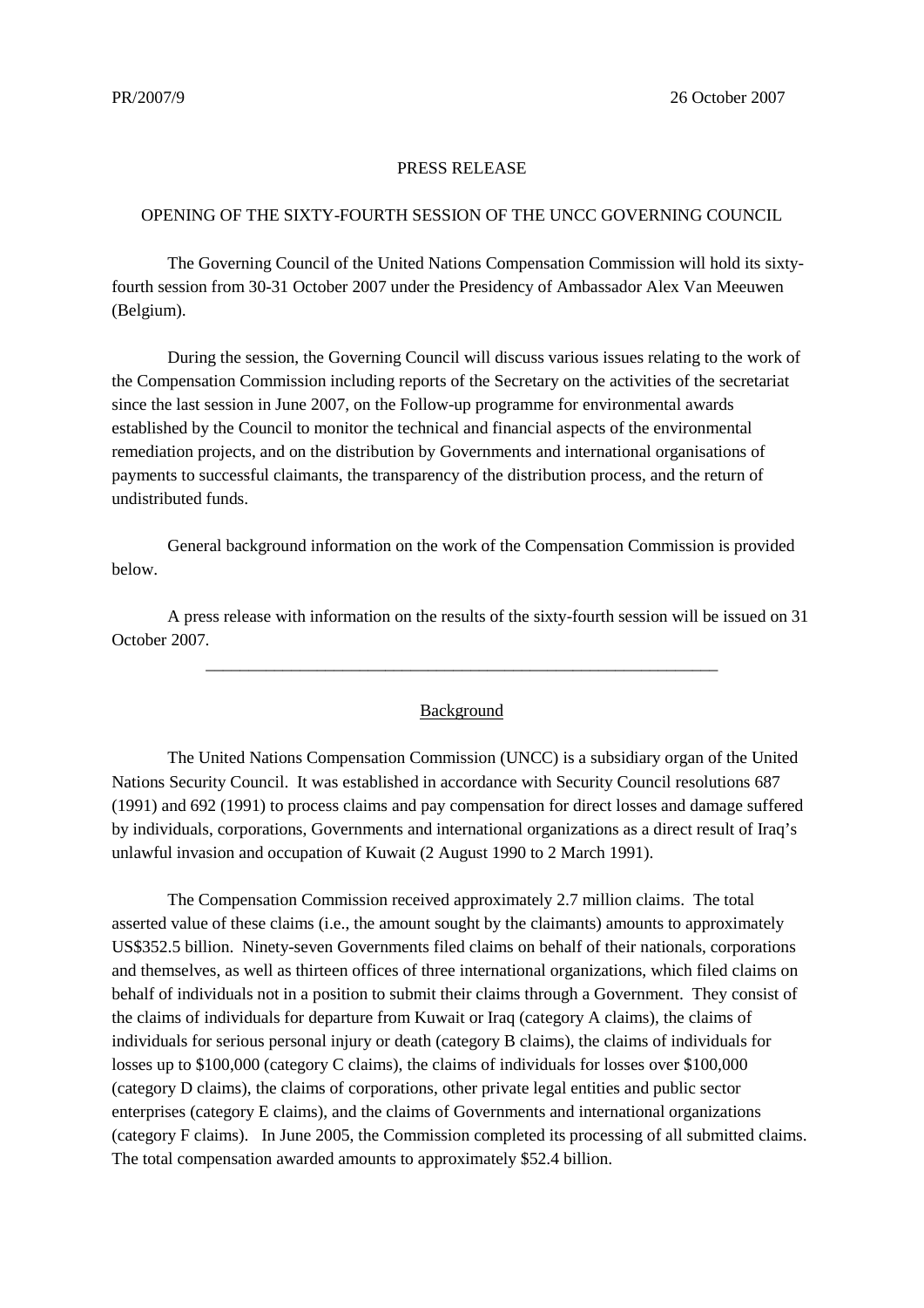PR/2007/9 26 October 2007

PRESS RELEASE

# OPENING OF THE SIXTY-FOURTH SESSION OF THE UNCC GOVERNING COUNCIL

The Governing Council of the United Nations Compensation Commission will hold its sixty-fourth session from 30-31 October 2007 under the Presidency of Ambassador Alex Van Meeuwen (Belgium).

During the session, the Governing Council will discuss various issues relating to the work of the Compensation Commission including reports of the Secretary on the activities of the secretariat since the last session in June 2007, on the Follow-up programme for environmental awards established by the Council to monitor the technical and financial aspects of the environmental remediation projects, and on the distribution by Governments and international organisations of payments to successful claimants, the transparency of the distribution process, and the return of undistributed funds.

General background information on the work of the Compensation Commission is provided below.

A press release with information on the results of the sixty-fourth session will be issued on 31 October 2007.

---

## Background

The United Nations Compensation Commission (UNCC) is a subsidiary organ of the United Nations Security Council. It was established in accordance with Security Council resolutions 687 (1991) and 692 (1991) to process claims and pay compensation for direct losses and damage suffered by individuals, corporations, Governments and international organizations as a direct result of Iraq's unlawful invasion and occupation of Kuwait (2 August 1990 to 2 March 1991).

The Compensation Commission received approximately 2.7 million claims. The total asserted value of these claims (i.e., the amount sought by the claimants) amounts to approximately US$352.5 billion. Ninety-seven Governments filed claims on behalf of their nationals, corporations and themselves, as well as thirteen offices of three international organizations, which filed claims on behalf of individuals not in a position to submit their claims through a Government. They consist of the claims of individuals for departure from Kuwait or Iraq (category A claims), the claims of individuals for serious personal injury or death (category B claims), the claims of individuals for losses up to $100,000 (category C claims), the claims of individuals for losses over $100,000 (category D claims), the claims of corporations, other private legal entities and public sector enterprises (category E claims), and the claims of Governments and international organizations (category F claims). In June 2005, the Commission completed its processing of all submitted claims. The total compensation awarded amounts to approximately $52.4 billion.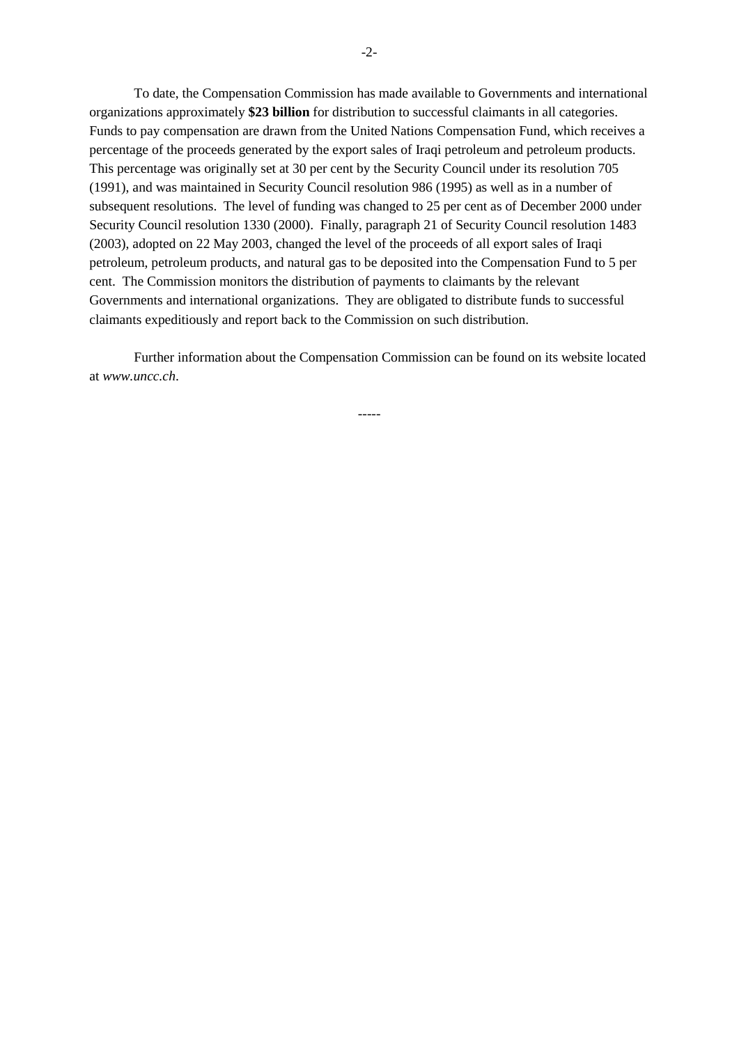To date, the Compensation Commission has made available to Governments and international organizations approximately **$23 billion** for distribution to successful claimants in all categories. Funds to pay compensation are drawn from the United Nations Compensation Fund, which receives a percentage of the proceeds generated by the export sales of Iraqi petroleum and petroleum products. This percentage was originally set at 30 per cent by the Security Council under its resolution 705 (1991), and was maintained in Security Council resolution 986 (1995) as well as in a number of subsequent resolutions. The level of funding was changed to 25 per cent as of December 2000 under Security Council resolution 1330 (2000). Finally, paragraph 21 of Security Council resolution 1483 (2003), adopted on 22 May 2003, changed the level of the proceeds of all export sales of Iraqi petroleum, petroleum products, and natural gas to be deposited into the Compensation Fund to 5 per cent. The Commission monitors the distribution of payments to claimants by the relevant Governments and international organizations. They are obligated to distribute funds to successful claimants expeditiously and report back to the Commission on such distribution.

Further information about the Compensation Commission can be found on its website located at *www.uncc.ch*.

-----